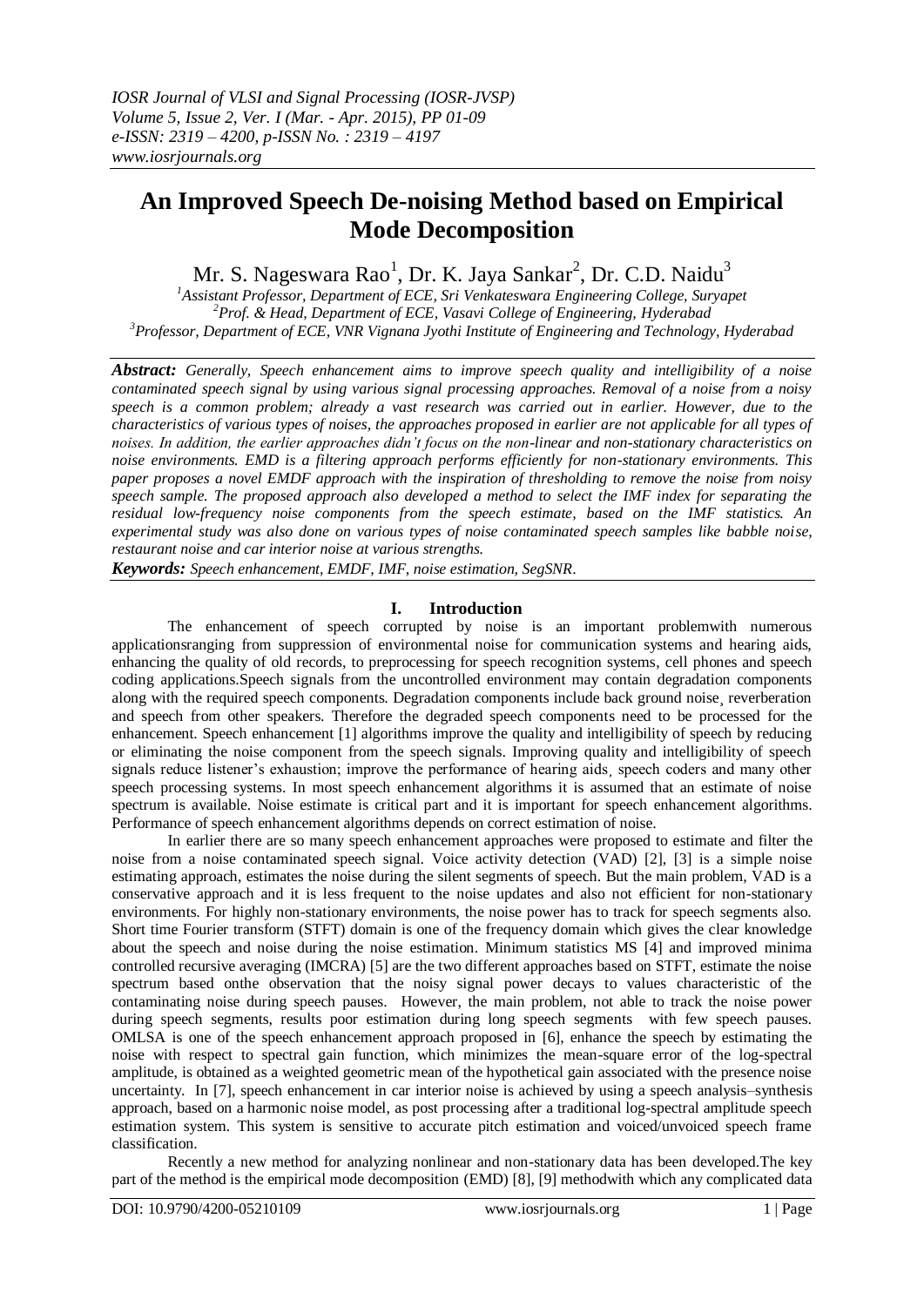# An Improved Speech De-noising Method based on Empirical Mode Decomposition

Mr. S. Nageswara Rao[1], Dr. K. Jaya Sankar[2], Dr. C.D. Naidu[3]

[1]Assistant Professor, Department of ECE, Sri Venkateswara Engineering College, Suryapet
[2]Prof. & Head, Department of ECE, Vasavi College of Engineering, Hyderabad
[3]Professor, Department of ECE, VNR Vignana Jyothi Institute of Engineering and Technology, Hyderabad

***Abstract:*** *Generally, Speech enhancement aims to improve speech quality and intelligibility of a noise contaminated speech signal by using various signal processing approaches. Removal of a noise from a noisy speech is a common problem; already a vast research was carried out in earlier. However, due to the characteristics of various types of noises, the approaches proposed in earlier are not applicable for all types of noises. In addition, the earlier approaches didn't focus on the non-linear and non-stationary characteristics on noise environments. EMD is a filtering approach performs efficiently for non-stationary environments. This paper proposes a novel EMDF approach with the inspiration of thresholding to remove the noise from noisy speech sample. The proposed approach also developed a method to select the IMF index for separating the residual low-frequency noise components from the speech estimate, based on the IMF statistics. An experimental study was also done on various types of noise contaminated speech samples like babble noise, restaurant noise and car interior noise at various strengths.*

***Keywords:*** *Speech enhancement, EMDF, IMF, noise estimation, SegSNR.*

## I. Introduction

The enhancement of speech corrupted by noise is an important problemwith numerous applicationsranging from suppression of environmental noise for communication systems and hearing aids, enhancing the quality of old records, to preprocessing for speech recognition systems, cell phones and speech coding applications.Speech signals from the uncontrolled environment may contain degradation components along with the required speech components. Degradation components include back ground noise¸ reverberation and speech from other speakers. Therefore the degraded speech components need to be processed for the enhancement. Speech enhancement [1] algorithms improve the quality and intelligibility of speech by reducing or eliminating the noise component from the speech signals. Improving quality and intelligibility of speech signals reduce listener's exhaustion; improve the performance of hearing aids¸ speech coders and many other speech processing systems. In most speech enhancement algorithms it is assumed that an estimate of noise spectrum is available. Noise estimate is critical part and it is important for speech enhancement algorithms. Performance of speech enhancement algorithms depends on correct estimation of noise.

In earlier there are so many speech enhancement approaches were proposed to estimate and filter the noise from a noise contaminated speech signal. Voice activity detection (VAD) [2], [3] is a simple noise estimating approach, estimates the noise during the silent segments of speech. But the main problem, VAD is a conservative approach and it is less frequent to the noise updates and also not efficient for non-stationary environments. For highly non-stationary environments, the noise power has to track for speech segments also. Short time Fourier transform (STFT) domain is one of the frequency domain which gives the clear knowledge about the speech and noise during the noise estimation. Minimum statistics MS [4] and improved minima controlled recursive averaging (IMCRA) [5] are the two different approaches based on STFT, estimate the noise spectrum based onthe observation that the noisy signal power decays to values characteristic of the contaminating noise during speech pauses. However, the main problem, not able to track the noise power during speech segments, results poor estimation during long speech segments with few speech pauses. OMLSA is one of the speech enhancement approach proposed in [6], enhance the speech by estimating the noise with respect to spectral gain function, which minimizes the mean-square error of the log-spectral amplitude, is obtained as a weighted geometric mean of the hypothetical gain associated with the presence noise uncertainty. In [7], speech enhancement in car interior noise is achieved by using a speech analysis–synthesis approach, based on a harmonic noise model, as post processing after a traditional log-spectral amplitude speech estimation system. This system is sensitive to accurate pitch estimation and voiced/unvoiced speech frame classification.

Recently a new method for analyzing nonlinear and non-stationary data has been developed.The key part of the method is the empirical mode decomposition (EMD) [8], [9] methodwith which any complicated data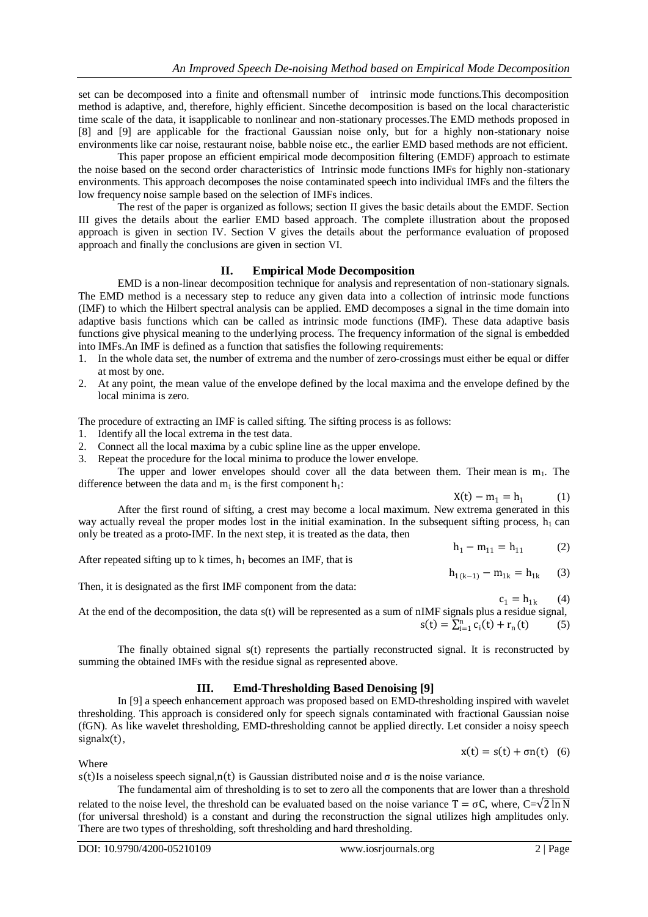set can be decomposed into a finite and oftensmall number of intrinsic mode functions.This decomposition method is adaptive, and, therefore, highly efficient. Sincethe decomposition is based on the local characteristic time scale of the data, it isapplicable to nonlinear and non-stationary processes.The EMD methods proposed in [8] and [9] are applicable for the fractional Gaussian noise only, but for a highly non-stationary noise environments like car noise, restaurant noise, babble noise etc., the earlier EMD based methods are not efficient.

This paper propose an efficient empirical mode decomposition filtering (EMDF) approach to estimate the noise based on the second order characteristics of Intrinsic mode functions IMFs for highly non-stationary environments. This approach decomposes the noise contaminated speech into individual IMFs and the filters the low frequency noise sample based on the selection of IMFs indices.

The rest of the paper is organized as follows; section II gives the basic details about the EMDF. Section III gives the details about the earlier EMD based approach. The complete illustration about the proposed approach is given in section IV. Section V gives the details about the performance evaluation of proposed approach and finally the conclusions are given in section VI.

## II. Empirical Mode Decomposition

EMD is a non-linear decomposition technique for analysis and representation of non-stationary signals. The EMD method is a necessary step to reduce any given data into a collection of intrinsic mode functions (IMF) to which the Hilbert spectral analysis can be applied. EMD decomposes a signal in the time domain into adaptive basis functions which can be called as intrinsic mode functions (IMF). These data adaptive basis functions give physical meaning to the underlying process. The frequency information of the signal is embedded into IMFs.An IMF is defined as a function that satisfies the following requirements:

1. In the whole data set, the number of extrema and the number of zero-crossings must either be equal or differ at most by one.
2. At any point, the mean value of the envelope defined by the local maxima and the envelope defined by the local minima is zero.

The procedure of extracting an IMF is called sifting. The sifting process is as follows:

1. Identify all the local extrema in the test data.
2. Connect all the local maxima by a cubic spline line as the upper envelope.
3. Repeat the procedure for the local minima to produce the lower envelope.

The upper and lower envelopes should cover all the data between them. Their mean is $m_1$. The difference between the data and $m_1$ is the first component $h_1$:

$$X(t) - m_1 = h_1 \quad (1)$$

After the first round of sifting, a crest may become a local maximum. New extrema generated in this way actually reveal the proper modes lost in the initial examination. In the subsequent sifting process, $h_1$ can only be treated as a proto-IMF. In the next step, it is treated as the data, then

$$h_1 - m_{11} = h_{11} \quad (2)$$

After repeated sifting up to k times, $h_1$ becomes an IMF, that is

$$h_{1(k-1)} - m_{1k} = h_{1k} \quad (3)$$

Then, it is designated as the first IMF component from the data:

$$c_1 = h_{1k} \quad (4)$$

At the end of the decomposition, the data s(t) will be represented as a sum of nIMF signals plus a residue signal,

$$s(t) = \sum_{i=1}^{n} c_i(t) + r_n(t) \quad (5)$$

The finally obtained signal s(t) represents the partially reconstructed signal. It is reconstructed by summing the obtained IMFs with the residue signal as represented above.

## III. Emd-Thresholding Based Denoising [9]

In [9] a speech enhancement approach was proposed based on EMD-thresholding inspired with wavelet thresholding. This approach is considered only for speech signals contaminated with fractional Gaussian noise (fGN). As like wavelet thresholding, EMD-thresholding cannot be applied directly. Let consider a noisy speech signal$x(t)$,

$$x(t) = s(t) + \sigma n(t) \quad (6)$$

Where

$s(t)$Is a noiseless speech signal,$n(t)$ is Gaussian distributed noise and $\sigma$ is the noise variance.

The fundamental aim of thresholding is to set to zero all the components that are lower than a threshold related to the noise level, the threshold can be evaluated based on the noise variance $T = \sigma C$, where, $C=\sqrt{2 \ln N}$ (for universal threshold) is a constant and during the reconstruction the signal utilizes high amplitudes only. There are two types of thresholding, soft thresholding and hard thresholding.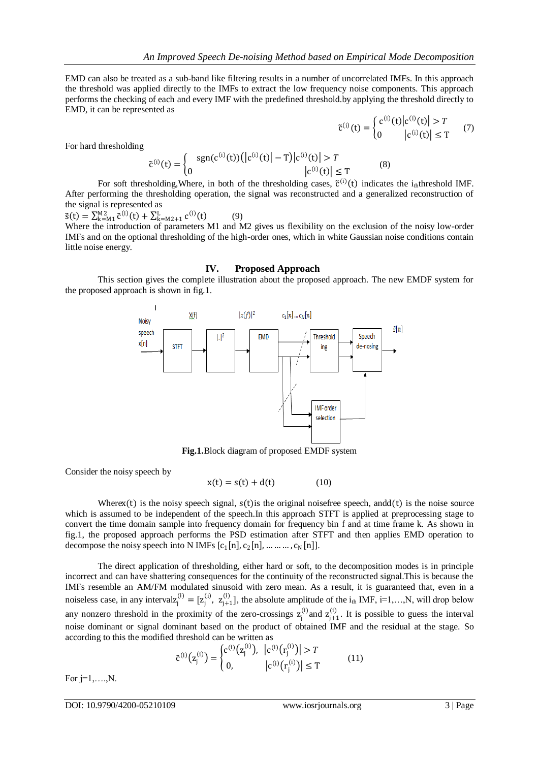EMD can also be treated as a sub-band like filtering results in a number of uncorrelated IMFs. In this approach the threshold was applied directly to the IMFs to extract the low frequency noise components. This approach performs the checking of each and every IMF with the predefined threshold.by applying the threshold directly to EMD, it can be represented as

$$\tilde{c}^{(i)}(t) = \begin{cases} c^{(i)}(t) & |c^{(i)}(t)| > T \\ 0 & |c^{(i)}(t)| \le T \end{cases} \qquad (7)$$

For hard thresholding

$$\tilde{c}^{(i)}(t) = \begin{cases} \operatorname{sgn}(c^{(i)}(t))\left(|c^{(i)}(t)| - T\right) & |c^{(i)}(t)| > T \\ 0 & |c^{(i)}(t)| \le T \end{cases} \qquad (8)$$

For soft thresholding,Where, in both of the thresholding cases, $\tilde{c}^{(i)}(t)$ indicates the $i_{th}$threshold IMF. After performing the thresholding operation, the signal was reconstructed and a generalized reconstruction of the signal is represented as

$$\tilde{s}(t) = \sum_{k=M1}^{M2} \tilde{c}^{(i)}(t) + \sum_{k=M2+1}^{L} c^{(i)}(t) \qquad (9)$$

Where the introduction of parameters M1 and M2 gives us flexibility on the exclusion of the noisy low-order IMFs and on the optional thresholding of the high-order ones, which in white Gaussian noise conditions contain little noise energy.

## IV. Proposed Approach

This section gives the complete illustration about the proposed approach. The new EMDF system for the proposed approach is shown in fig.1.

**Fig.1.**Block diagram of proposed EMDF system

Consider the noisy speech by

$$x(t) = s(t) + d(t) \qquad (10)$$

Where$x(t)$ is the noisy speech signal, $s(t)$is the original noisefree speech, and$d(t)$ is the noise source which is assumed to be independent of the speech.In this approach STFT is applied at preprocessing stage to convert the time domain sample into frequency domain for frequency bin f and at time frame k. As shown in fig.1, the proposed approach performs the PSD estimation after STFT and then applies EMD operation to decompose the noisy speech into N IMFs $[c_1[n], c_2[n], \ldots\ldots, c_N[n]]$.

The direct application of thresholding, either hard or soft, to the decomposition modes is in principle incorrect and can have shattering consequences for the continuity of the reconstructed signal.This is because the IMFs resemble an AM/FM modulated sinusoid with zero mean. As a result, it is guaranteed that, even in a noiseless case, in any interval$z_j^{(i)} = [z_j^{(i)}, z_{j+1}^{(i)}]$, the absolute amplitude of the $i_{th}$ IMF, i=1,…,N, will drop below any nonzero threshold in the proximity of the zero-crossings $z_j^{(i)}$and $z_{j+1}^{(i)}$. It is possible to guess the interval noise dominant or signal dominant based on the product of obtained IMF and the residual at the stage. So according to this the modified threshold can be written as

$$\tilde{c}^{(i)}(z_j^{(i)}) = \begin{cases} c^{(i)}(z_j^{(i)}), & |c^{(i)}(r_j^{(i)})| > T \\ 0, & |c^{(i)}(r_j^{(i)})| \le T \end{cases} \qquad (11)$$

For j=1,….,N.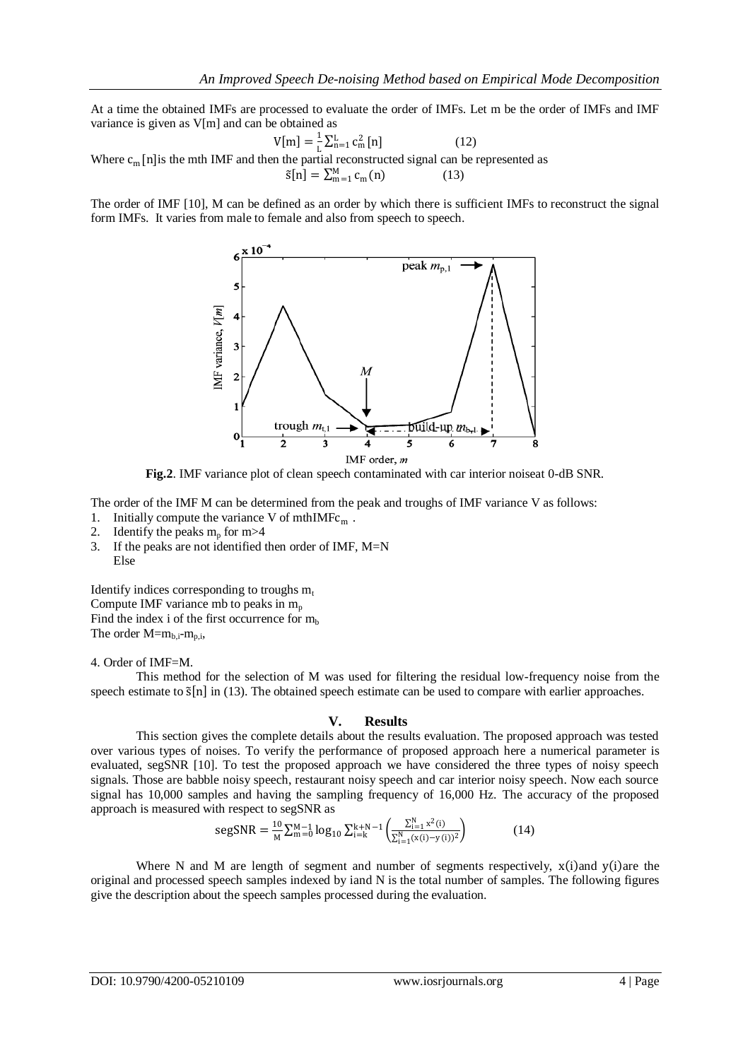At a time the obtained IMFs are processed to evaluate the order of IMFs. Let m be the order of IMFs and IMF variance is given as V[m] and can be obtained as

$$V[m] = \frac{1}{L}\sum_{n=1}^{L} c_m^2[n] \qquad (12)$$

Where $c_m[n]$ is the mth IMF and then the partial reconstructed signal can be represented as

$$\tilde{s}[n] = \sum_{m=1}^{M} c_m(n) \qquad (13)$$

The order of IMF [10], M can be defined as an order by which there is sufficient IMFs to reconstruct the signal form IMFs. It varies from male to female and also from speech to speech.

**Fig.2**. IMF variance plot of clean speech contaminated with car interior noiseat 0-dB SNR.

The order of the IMF M can be determined from the peak and troughs of IMF variance V as follows:

1. Initially compute the variance V of mthIMF$c_m$ .
2. Identify the peaks $m_p$ for m>4
3. If the peaks are not identified then order of IMF, M=N
   Else

Identify indices corresponding to troughs $m_t$
Compute IMF variance mb to peaks in $m_p$
Find the index i of the first occurrence for $m_b$
The order $M=m_{b,i}-m_{p,i}$,

4. Order of IMF=M.

This method for the selection of M was used for filtering the residual low-frequency noise from the speech estimate to $\tilde{s}[n]$ in (13). The obtained speech estimate can be used to compare with earlier approaches.

## V. Results

This section gives the complete details about the results evaluation. The proposed approach was tested over various types of noises. To verify the performance of proposed approach here a numerical parameter is evaluated, segSNR [10]. To test the proposed approach we have considered the three types of noisy speech signals. Those are babble noisy speech, restaurant noisy speech and car interior noisy speech. Now each source signal has 10,000 samples and having the sampling frequency of 16,000 Hz. The accuracy of the proposed approach is measured with respect to segSNR as

$$\text{segSNR} = \frac{10}{M}\sum_{m=0}^{M-1}\log_{10}\sum_{i=k}^{k+N-1}\left(\frac{\sum_{i=1}^{N} x^2(i)}{\sum_{i=1}^{N}(x(i)-y(i))^2}\right) \qquad (14)$$

Where N and M are length of segment and number of segments respectively, $x(i)$and $y(i)$are the original and processed speech samples indexed by iand N is the total number of samples. The following figures give the description about the speech samples processed during the evaluation.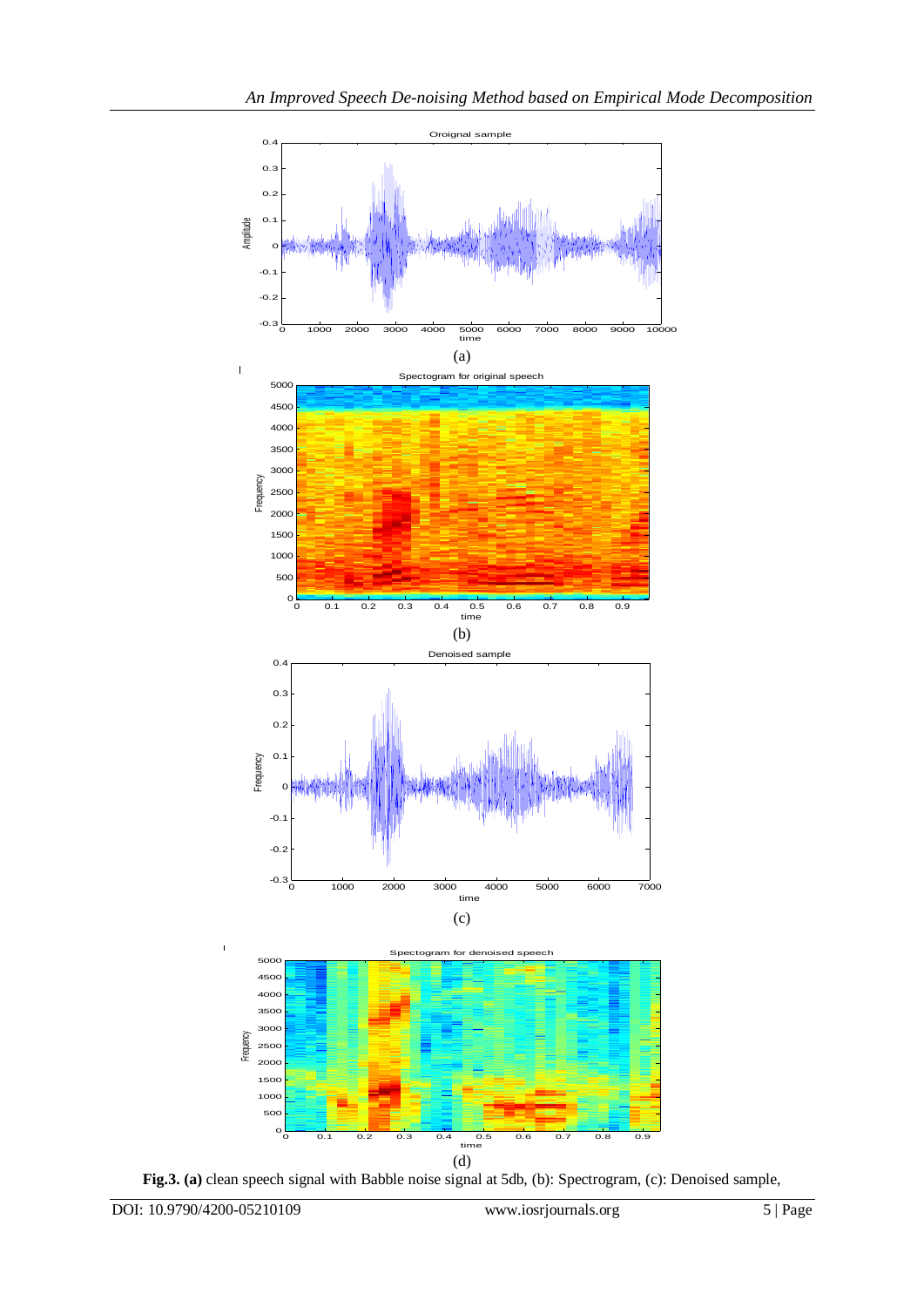(a)

(b)

(c)

(d)

**Fig.3. (a)** clean speech signal with Babble noise signal at 5db, (b): Spectrogram, (c): Denoised sample,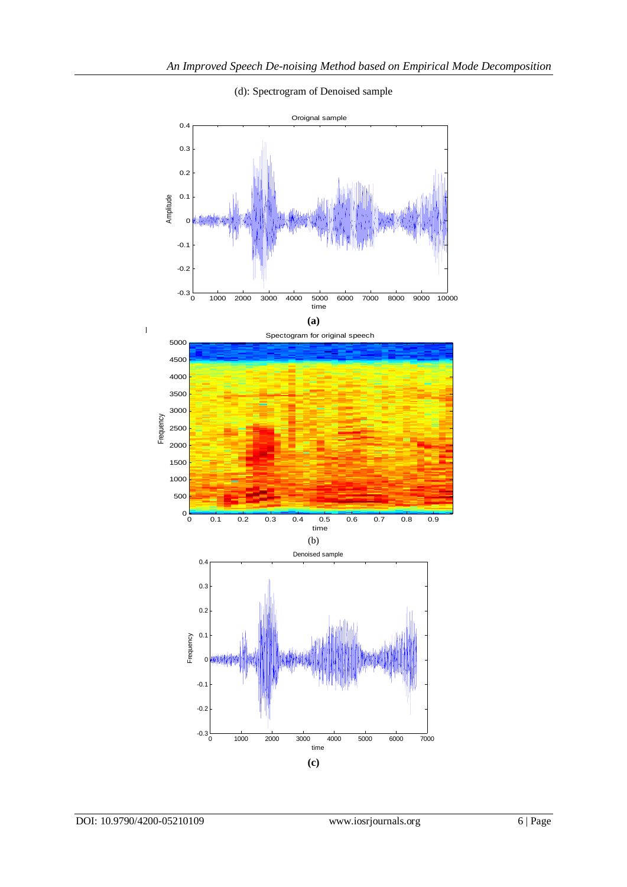(d): Spectrogram of Denoised sample

**(a)**

(b)

**(c)**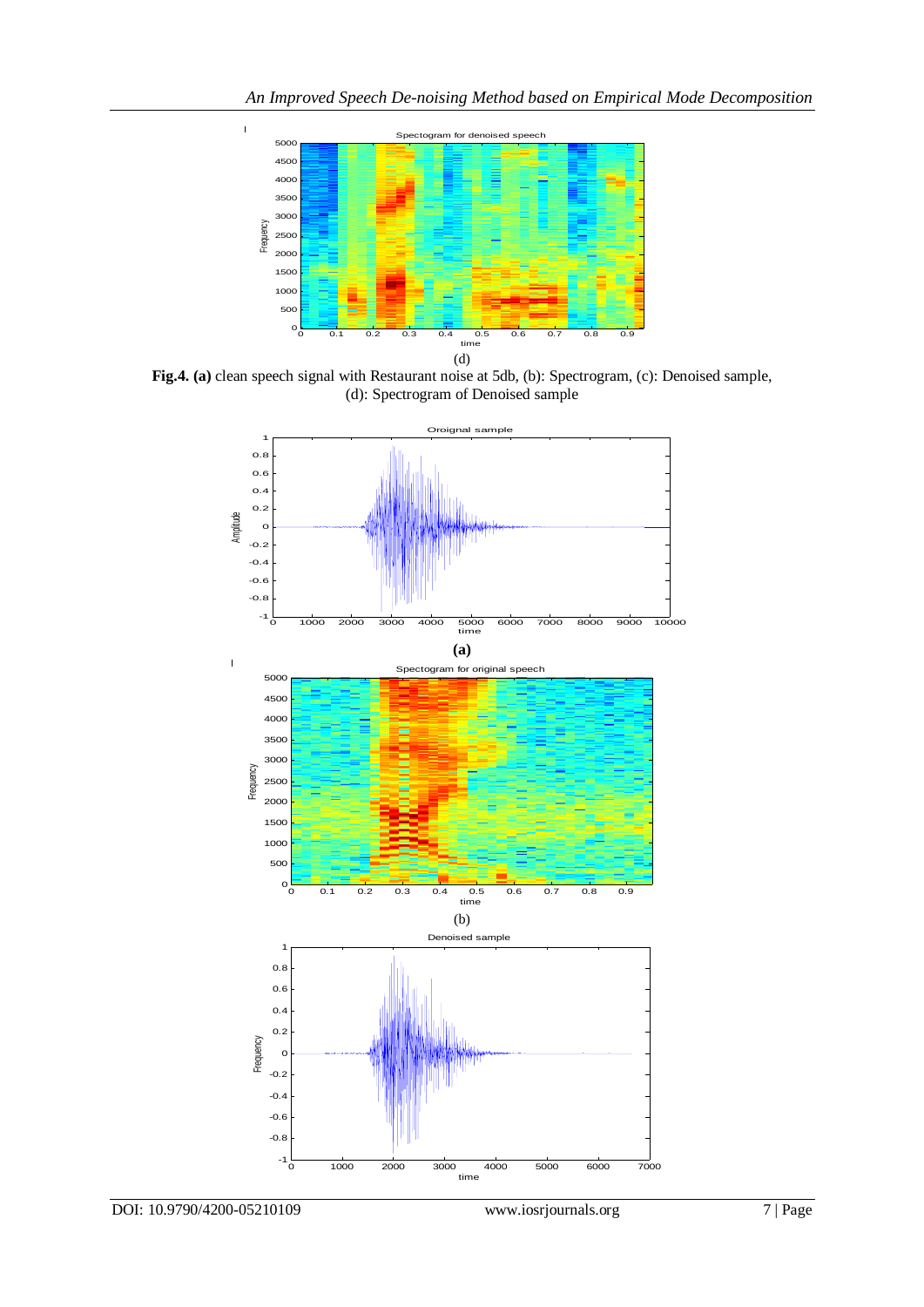(d)

**Fig.4. (a)** clean speech signal with Restaurant noise at 5db, (b): Spectrogram, (c): Denoised sample, (d): Spectrogram of Denoised sample

**(a)**

(b)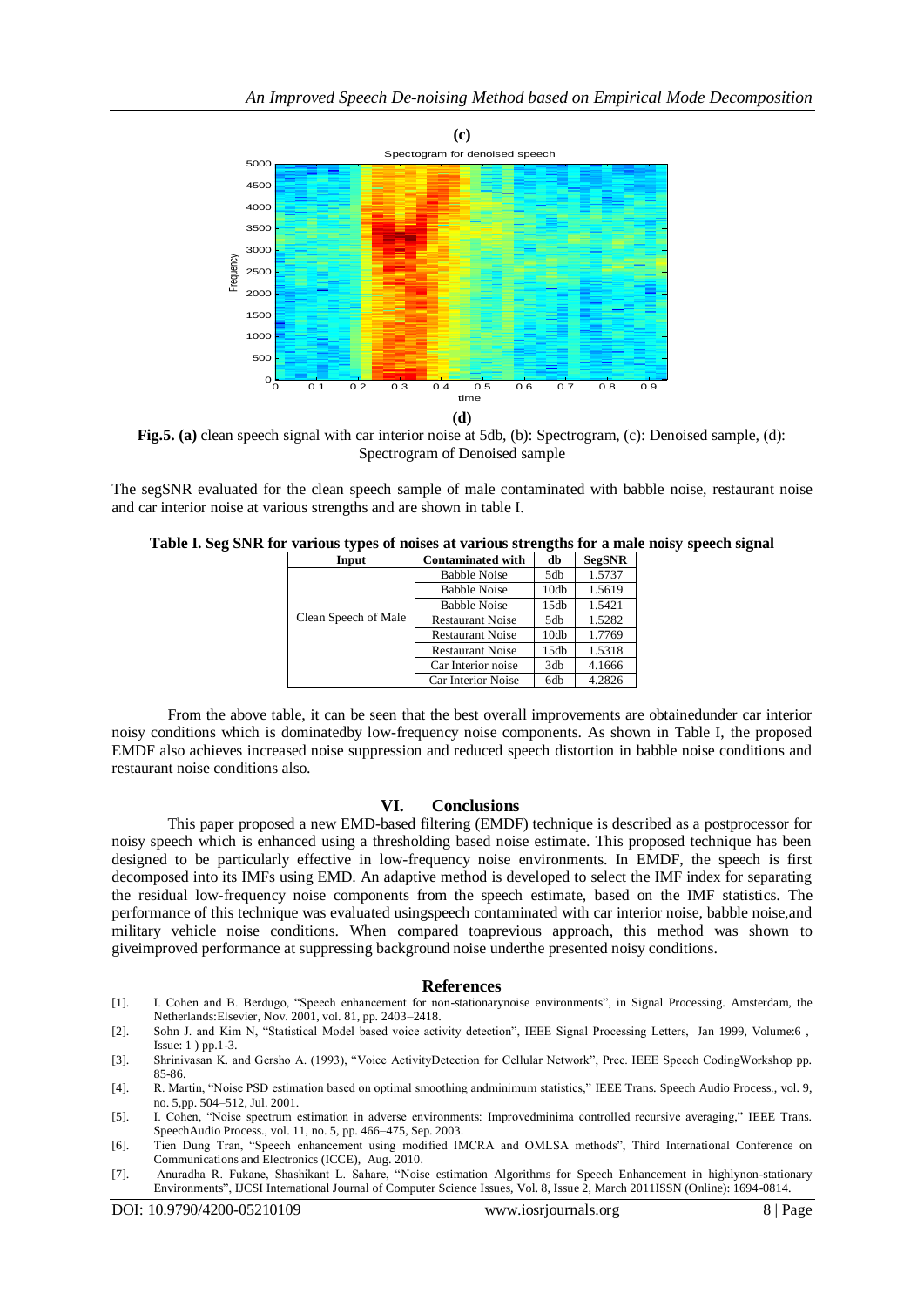**(c)**

**(d)**

**Fig.5. (a)** clean speech signal with car interior noise at 5db, (b): Spectrogram, (c): Denoised sample, (d): Spectrogram of Denoised sample

The segSNR evaluated for the clean speech sample of male contaminated with babble noise, restaurant noise and car interior noise at various strengths and are shown in table I.

**Table I. Seg SNR for various types of noises at various strengths for a male noisy speech signal**

| Input | Contaminated with | db | SegSNR |
|---|---|---|---|
| Clean Speech of Male | Babble Noise | 5db | 1.5737 |
| | Babble Noise | 10db | 1.5619 |
| | Babble Noise | 15db | 1.5421 |
| | Restaurant Noise | 5db | 1.5282 |
| | Restaurant Noise | 10db | 1.7769 |
| | Restaurant Noise | 15db | 1.5318 |
| | Car Interior noise | 3db | 4.1666 |
| | Car Interior Noise | 6db | 4.2826 |

From the above table, it can be seen that the best overall improvements are obtainedunder car interior noisy conditions which is dominatedby low-frequency noise components. As shown in Table I, the proposed EMDF also achieves increased noise suppression and reduced speech distortion in babble noise conditions and restaurant noise conditions also.

## VI. Conclusions

This paper proposed a new EMD-based filtering (EMDF) technique is described as a postprocessor for noisy speech which is enhanced using a thresholding based noise estimate. This proposed technique has been designed to be particularly effective in low-frequency noise environments. In EMDF, the speech is first decomposed into its IMFs using EMD. An adaptive method is developed to select the IMF index for separating the residual low-frequency noise components from the speech estimate, based on the IMF statistics. The performance of this technique was evaluated usingspeech contaminated with car interior noise, babble noise,and military vehicle noise conditions. When compared toaprevious approach, this method was shown to giveimproved performance at suppressing background noise underthe presented noisy conditions.

## References

[1]. I. Cohen and B. Berdugo, "Speech enhancement for non-stationarynoise environments", in Signal Processing. Amsterdam, the Netherlands:Elsevier, Nov. 2001, vol. 81, pp. 2403–2418.

[2]. Sohn J. and Kim N, "Statistical Model based voice activity detection", IEEE Signal Processing Letters, Jan 1999, Volume:6 , Issue: 1 ) pp.1-3.

[3]. Shrinivasan K. and Gersho A. (1993), "Voice ActivityDetection for Cellular Network", Prec. IEEE Speech CodingWorkshop pp. 85-86.

[4]. R. Martin, "Noise PSD estimation based on optimal smoothing andminimum statistics," IEEE Trans. Speech Audio Process., vol. 9, no. 5,pp. 504–512, Jul. 2001.

[5]. I. Cohen, "Noise spectrum estimation in adverse environments: Improvedminima controlled recursive averaging," IEEE Trans. SpeechAudio Process., vol. 11, no. 5, pp. 466–475, Sep. 2003.

[6]. Tien Dung Tran, "Speech enhancement using modified IMCRA and OMLSA methods", Third International Conference on Communications and Electronics (ICCE), Aug. 2010.

[7]. Anuradha R. Fukane, Shashikant L. Sahare, "Noise estimation Algorithms for Speech Enhancement in highlynon-stationary Environments", IJCSI International Journal of Computer Science Issues, Vol. 8, Issue 2, March 2011ISSN (Online): 1694-0814.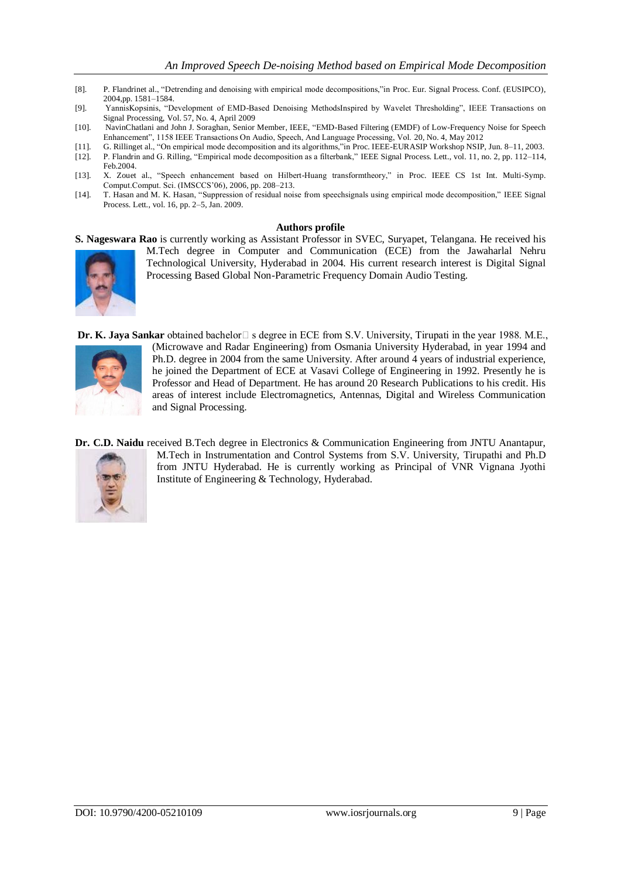[8]. P. Flandrinet al., "Detrending and denoising with empirical mode decompositions,"in Proc. Eur. Signal Process. Conf. (EUSIPCO), 2004,pp. 1581–1584.

[9]. YannisKopsinis, "Development of EMD-Based Denoising MethodsInspired by Wavelet Thresholding", IEEE Transactions on Signal Processing, Vol. 57, No. 4, April 2009

[10]. NavinChatlani and John J. Soraghan, Senior Member, IEEE, "EMD-Based Filtering (EMDF) of Low-Frequency Noise for Speech Enhancement", 1158 IEEE Transactions On Audio, Speech, And Language Processing, Vol. 20, No. 4, May 2012

[11]. G. Rillinget al., "On empirical mode decomposition and its algorithms,"in Proc. IEEE-EURASIP Workshop NSIP, Jun. 8–11, 2003.

[12]. P. Flandrin and G. Rilling, "Empirical mode decomposition as a filterbank," IEEE Signal Process. Lett., vol. 11, no. 2, pp. 112–114, Feb.2004.

[13]. X. Zouet al., "Speech enhancement based on Hilbert-Huang transformtheory," in Proc. IEEE CS 1st Int. Multi-Symp. Comput.Comput. Sci. (IMSCCS'06), 2006, pp. 208–213.

[14]. T. Hasan and M. K. Hasan, "Suppression of residual noise from speechsignals using empirical mode decomposition," IEEE Signal Process. Lett., vol. 16, pp. 2–5, Jan. 2009.

## Authors profile

**S. Nageswara Rao** is currently working as Assistant Professor in SVEC, Suryapet, Telangana. He received his M.Tech degree in Computer and Communication (ECE) from the Jawaharlal Nehru Technological University, Hyderabad in 2004. His current research interest is Digital Signal Processing Based Global Non-Parametric Frequency Domain Audio Testing.

**Dr. K. Jaya Sankar** obtained bachelor s degree in ECE from S.V. University, Tirupati in the year 1988. M.E., (Microwave and Radar Engineering) from Osmania University Hyderabad, in year 1994 and Ph.D. degree in 2004 from the same University. After around 4 years of industrial experience, he joined the Department of ECE at Vasavi College of Engineering in 1992. Presently he is Professor and Head of Department. He has around 20 Research Publications to his credit. His areas of interest include Electromagnetics, Antennas, Digital and Wireless Communication and Signal Processing.

**Dr. C.D. Naidu** received B.Tech degree in Electronics & Communication Engineering from JNTU Anantapur, M.Tech in Instrumentation and Control Systems from S.V. University, Tirupathi and Ph.D from JNTU Hyderabad. He is currently working as Principal of VNR Vignana Jyothi Institute of Engineering & Technology, Hyderabad.